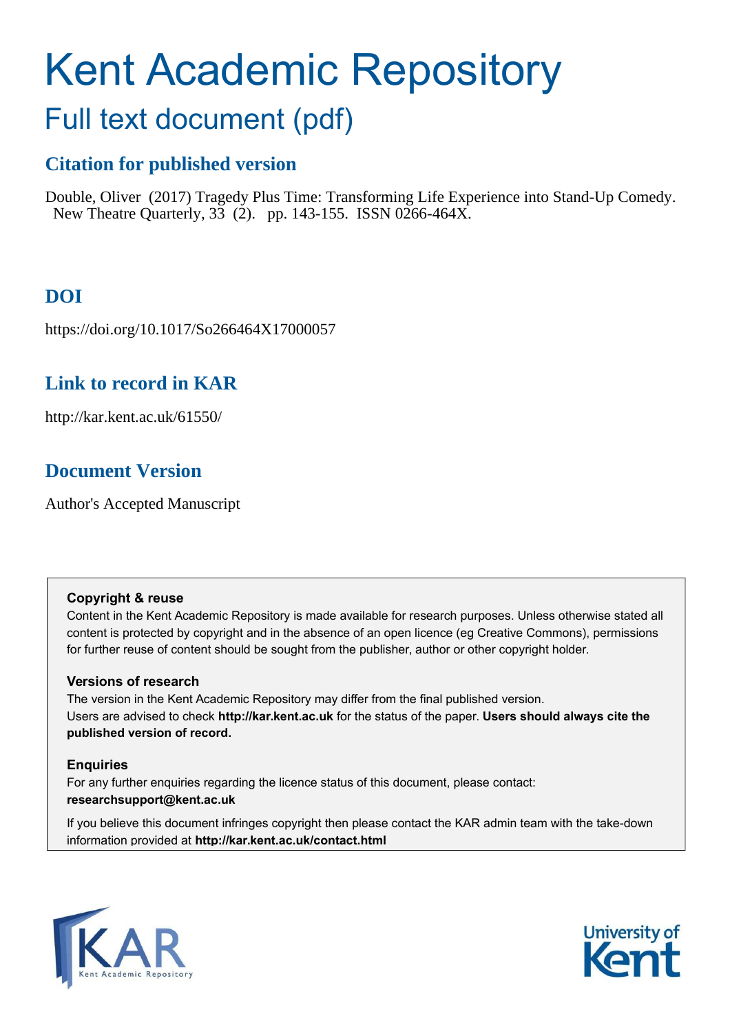# Kent Academic Repository

## Full text document (pdf)

### Citation for published version

Double, Oliver (2017) Tragedy Plus Time: Transforming Life Experience into Stand-Up Comedy. New Theatre Quarterly, 33 (2). pp. 143-155. ISSN 0266-464X.

### DOI

https://doi.org/10.1017/So266464X17000057

### Link to record in KAR

http://kar.kent.ac.uk/61550/

### Document Version

Author's Accepted Manuscript

**Copyright & reuse**

Content in the Kent Academic Repository is made available for research purposes. Unless otherwise stated all content is protected by copyright and in the absence of an open licence (eg Creative Commons), permissions for further reuse of content should be sought from the publisher, author or other copyright holder.

**Versions of research**

The version in the Kent Academic Repository may differ from the final published version. Users are advised to check **http://kar.kent.ac.uk** for the status of the paper. **Users should always cite the published version of record.**

**Enquiries**

For any further enquiries regarding the licence status of this document, please contact: **researchsupport@kent.ac.uk**

If you believe this document infringes copyright then please contact the KAR admin team with the take-down information provided at **http://kar.kent.ac.uk/contact.html**

KAR Kent Academic Repository

University of Kent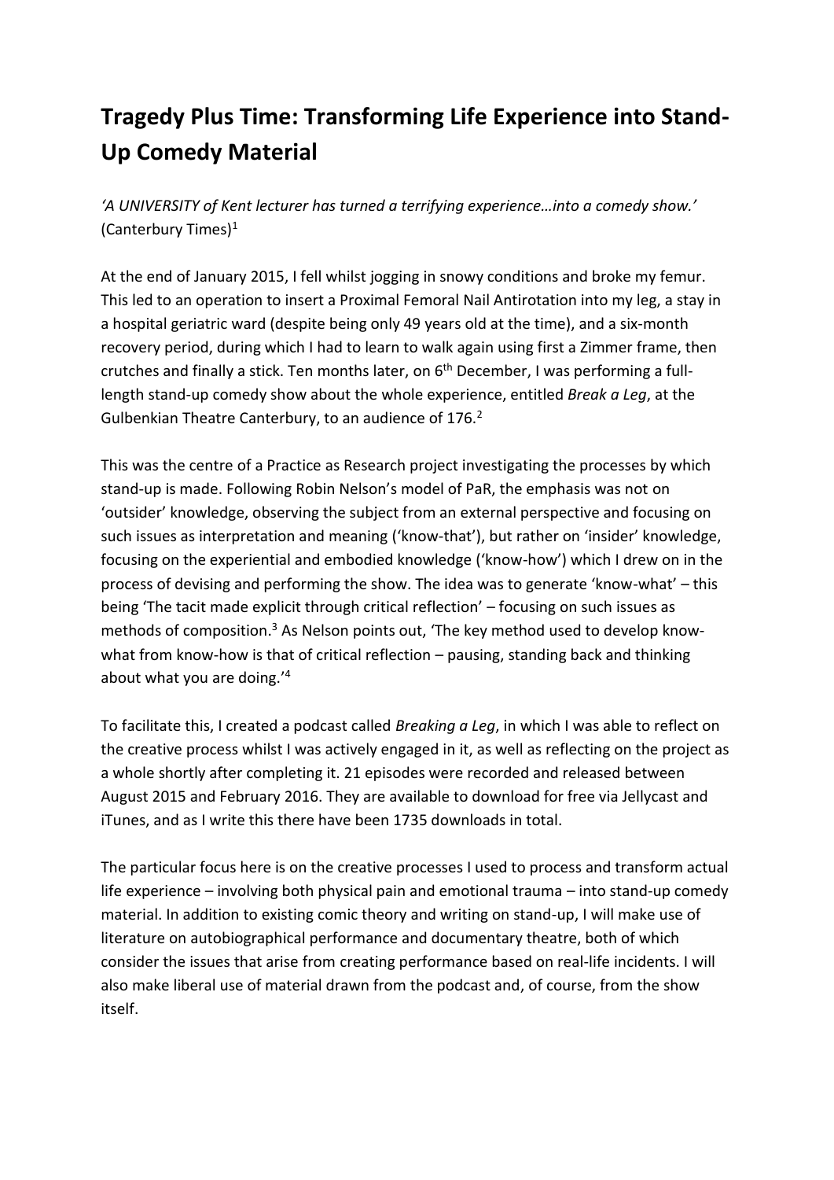# Tragedy Plus Time: Transforming Life Experience into Stand-Up Comedy Material

*'A UNIVERSITY of Kent lecturer has turned a terrifying experience…into a comedy show.'* (Canterbury Times)[1]

At the end of January 2015, I fell whilst jogging in snowy conditions and broke my femur. This led to an operation to insert a Proximal Femoral Nail Antirotation into my leg, a stay in a hospital geriatric ward (despite being only 49 years old at the time), and a six-month recovery period, during which I had to learn to walk again using first a Zimmer frame, then crutches and finally a stick. Ten months later, on 6th December, I was performing a full-length stand-up comedy show about the whole experience, entitled *Break a Leg*, at the Gulbenkian Theatre Canterbury, to an audience of 176.[2]

This was the centre of a Practice as Research project investigating the processes by which stand-up is made. Following Robin Nelson's model of PaR, the emphasis was not on 'outsider' knowledge, observing the subject from an external perspective and focusing on such issues as interpretation and meaning ('know-that'), but rather on 'insider' knowledge, focusing on the experiential and embodied knowledge ('know-how') which I drew on in the process of devising and performing the show. The idea was to generate 'know-what' – this being 'The tacit made explicit through critical reflection' – focusing on such issues as methods of composition.[3] As Nelson points out, 'The key method used to develop know-what from know-how is that of critical reflection – pausing, standing back and thinking about what you are doing.'[4]

To facilitate this, I created a podcast called *Breaking a Leg*, in which I was able to reflect on the creative process whilst I was actively engaged in it, as well as reflecting on the project as a whole shortly after completing it. 21 episodes were recorded and released between August 2015 and February 2016. They are available to download for free via Jellycast and iTunes, and as I write this there have been 1735 downloads in total.

The particular focus here is on the creative processes I used to process and transform actual life experience – involving both physical pain and emotional trauma – into stand-up comedy material. In addition to existing comic theory and writing on stand-up, I will make use of literature on autobiographical performance and documentary theatre, both of which consider the issues that arise from creating performance based on real-life incidents. I will also make liberal use of material drawn from the podcast and, of course, from the show itself.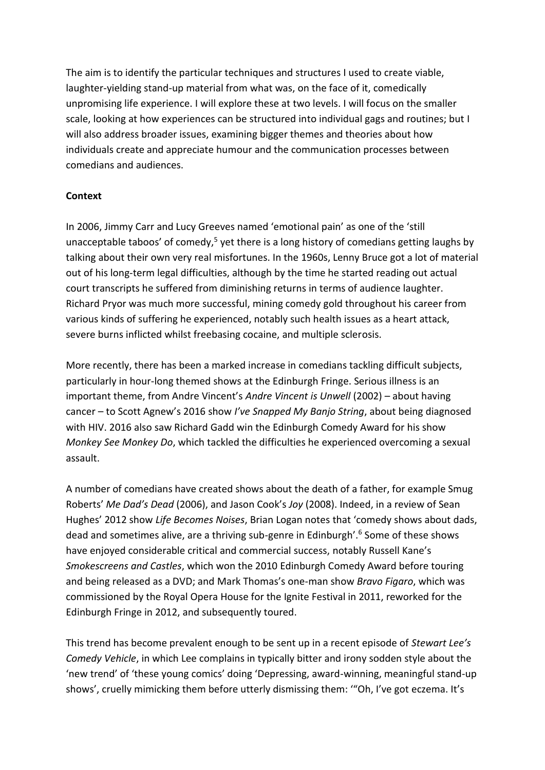The aim is to identify the particular techniques and structures I used to create viable, laughter-yielding stand-up material from what was, on the face of it, comedically unpromising life experience. I will explore these at two levels. I will focus on the smaller scale, looking at how experiences can be structured into individual gags and routines; but I will also address broader issues, examining bigger themes and theories about how individuals create and appreciate humour and the communication processes between comedians and audiences.

**Context**

In 2006, Jimmy Carr and Lucy Greeves named 'emotional pain' as one of the 'still unacceptable taboos' of comedy,[5] yet there is a long history of comedians getting laughs by talking about their own very real misfortunes. In the 1960s, Lenny Bruce got a lot of material out of his long-term legal difficulties, although by the time he started reading out actual court transcripts he suffered from diminishing returns in terms of audience laughter. Richard Pryor was much more successful, mining comedy gold throughout his career from various kinds of suffering he experienced, notably such health issues as a heart attack, severe burns inflicted whilst freebasing cocaine, and multiple sclerosis.

More recently, there has been a marked increase in comedians tackling difficult subjects, particularly in hour-long themed shows at the Edinburgh Fringe. Serious illness is an important theme, from Andre Vincent's *Andre Vincent is Unwell* (2002) – about having cancer – to Scott Agnew's 2016 show *I've Snapped My Banjo String*, about being diagnosed with HIV. 2016 also saw Richard Gadd win the Edinburgh Comedy Award for his show *Monkey See Monkey Do*, which tackled the difficulties he experienced overcoming a sexual assault.

A number of comedians have created shows about the death of a father, for example Smug Roberts' *Me Dad's Dead* (2006), and Jason Cook's *Joy* (2008). Indeed, in a review of Sean Hughes' 2012 show *Life Becomes Noises*, Brian Logan notes that 'comedy shows about dads, dead and sometimes alive, are a thriving sub-genre in Edinburgh'.[6] Some of these shows have enjoyed considerable critical and commercial success, notably Russell Kane's *Smokescreens and Castles*, which won the 2010 Edinburgh Comedy Award before touring and being released as a DVD; and Mark Thomas's one-man show *Bravo Figaro*, which was commissioned by the Royal Opera House for the Ignite Festival in 2011, reworked for the Edinburgh Fringe in 2012, and subsequently toured.

This trend has become prevalent enough to be sent up in a recent episode of *Stewart Lee's Comedy Vehicle*, in which Lee complains in typically bitter and irony sodden style about the 'new trend' of 'these young comics' doing 'Depressing, award-winning, meaningful stand-up shows', cruelly mimicking them before utterly dismissing them: '"Oh, I've got eczema. It's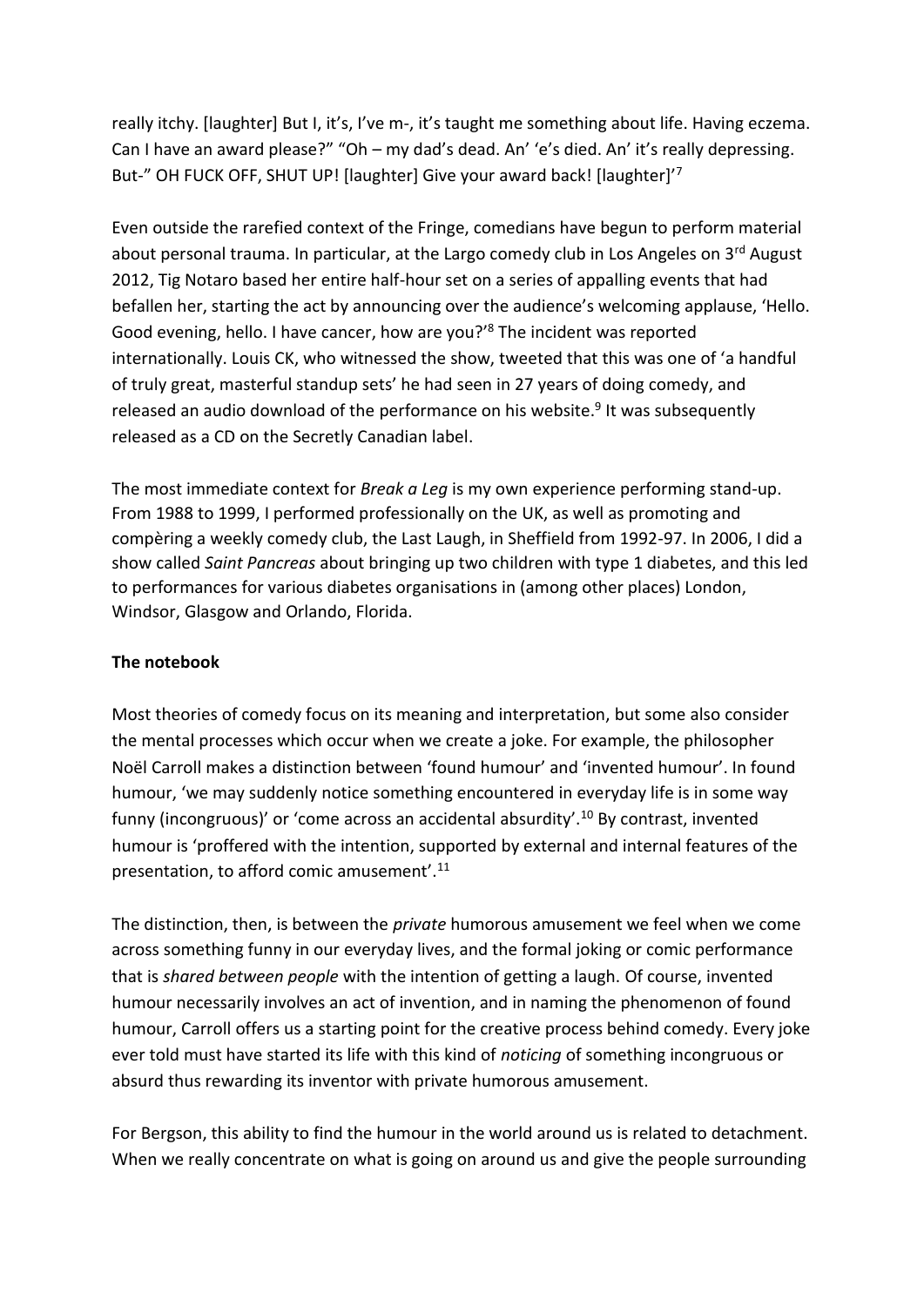really itchy. [laughter] But I, it's, I've m-, it's taught me something about life. Having eczema. Can I have an award please?" "Oh – my dad's dead. An' 'e's died. An' it's really depressing. But-" OH FUCK OFF, SHUT UP! [laughter] Give your award back! [laughter]'[7]

Even outside the rarefied context of the Fringe, comedians have begun to perform material about personal trauma. In particular, at the Largo comedy club in Los Angeles on 3rd August 2012, Tig Notaro based her entire half-hour set on a series of appalling events that had befallen her, starting the act by announcing over the audience's welcoming applause, 'Hello. Good evening, hello. I have cancer, how are you?'[8] The incident was reported internationally. Louis CK, who witnessed the show, tweeted that this was one of 'a handful of truly great, masterful standup sets' he had seen in 27 years of doing comedy, and released an audio download of the performance on his website.[9] It was subsequently released as a CD on the Secretly Canadian label.

The most immediate context for *Break a Leg* is my own experience performing stand-up. From 1988 to 1999, I performed professionally on the UK, as well as promoting and compèring a weekly comedy club, the Last Laugh, in Sheffield from 1992-97. In 2006, I did a show called *Saint Pancreas* about bringing up two children with type 1 diabetes, and this led to performances for various diabetes organisations in (among other places) London, Windsor, Glasgow and Orlando, Florida.

**The notebook**

Most theories of comedy focus on its meaning and interpretation, but some also consider the mental processes which occur when we create a joke. For example, the philosopher Noël Carroll makes a distinction between 'found humour' and 'invented humour'. In found humour, 'we may suddenly notice something encountered in everyday life is in some way funny (incongruous)' or 'come across an accidental absurdity'.[10] By contrast, invented humour is 'proffered with the intention, supported by external and internal features of the presentation, to afford comic amusement'.[11]

The distinction, then, is between the *private* humorous amusement we feel when we come across something funny in our everyday lives, and the formal joking or comic performance that is *shared between people* with the intention of getting a laugh. Of course, invented humour necessarily involves an act of invention, and in naming the phenomenon of found humour, Carroll offers us a starting point for the creative process behind comedy. Every joke ever told must have started its life with this kind of *noticing* of something incongruous or absurd thus rewarding its inventor with private humorous amusement.

For Bergson, this ability to find the humour in the world around us is related to detachment. When we really concentrate on what is going on around us and give the people surrounding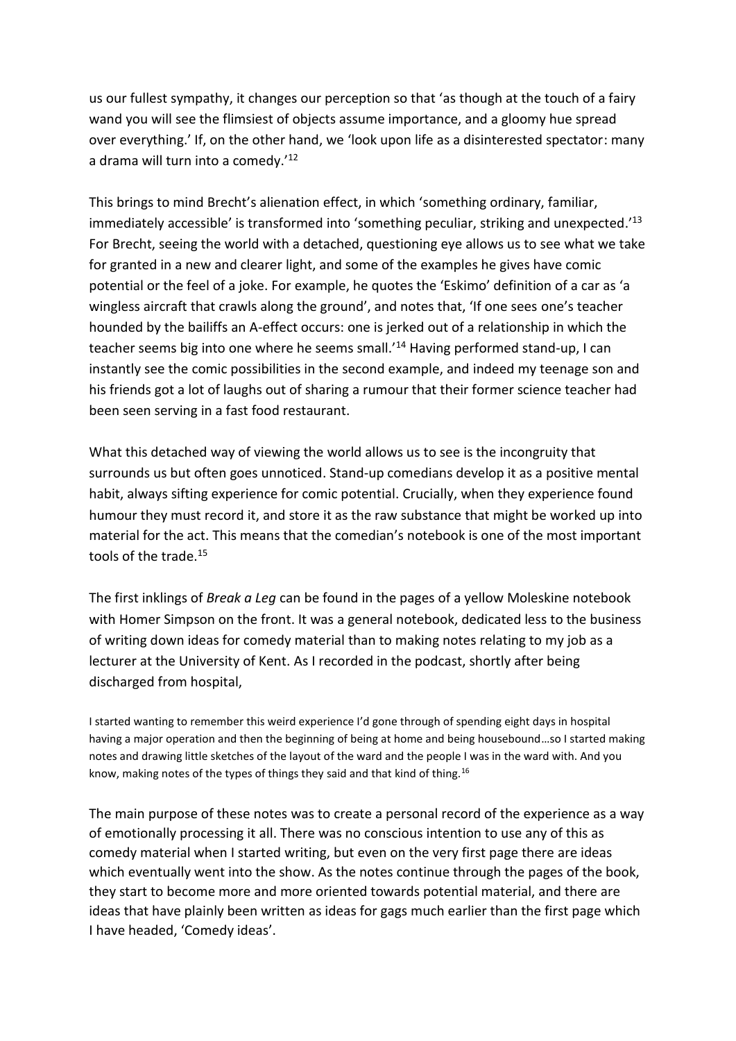us our fullest sympathy, it changes our perception so that 'as though at the touch of a fairy wand you will see the flimsiest of objects assume importance, and a gloomy hue spread over everything.' If, on the other hand, we 'look upon life as a disinterested spectator: many a drama will turn into a comedy.'[12]

This brings to mind Brecht's alienation effect, in which 'something ordinary, familiar, immediately accessible' is transformed into 'something peculiar, striking and unexpected.'[13] For Brecht, seeing the world with a detached, questioning eye allows us to see what we take for granted in a new and clearer light, and some of the examples he gives have comic potential or the feel of a joke. For example, he quotes the 'Eskimo' definition of a car as 'a wingless aircraft that crawls along the ground', and notes that, 'If one sees one's teacher hounded by the bailiffs an A-effect occurs: one is jerked out of a relationship in which the teacher seems big into one where he seems small.'[14] Having performed stand-up, I can instantly see the comic possibilities in the second example, and indeed my teenage son and his friends got a lot of laughs out of sharing a rumour that their former science teacher had been seen serving in a fast food restaurant.

What this detached way of viewing the world allows us to see is the incongruity that surrounds us but often goes unnoticed. Stand-up comedians develop it as a positive mental habit, always sifting experience for comic potential. Crucially, when they experience found humour they must record it, and store it as the raw substance that might be worked up into material for the act. This means that the comedian's notebook is one of the most important tools of the trade.[15]

The first inklings of *Break a Leg* can be found in the pages of a yellow Moleskine notebook with Homer Simpson on the front. It was a general notebook, dedicated less to the business of writing down ideas for comedy material than to making notes relating to my job as a lecturer at the University of Kent. As I recorded in the podcast, shortly after being discharged from hospital,

> I started wanting to remember this weird experience I'd gone through of spending eight days in hospital having a major operation and then the beginning of being at home and being housebound…so I started making notes and drawing little sketches of the layout of the ward and the people I was in the ward with. And you know, making notes of the types of things they said and that kind of thing.[16]

The main purpose of these notes was to create a personal record of the experience as a way of emotionally processing it all. There was no conscious intention to use any of this as comedy material when I started writing, but even on the very first page there are ideas which eventually went into the show. As the notes continue through the pages of the book, they start to become more and more oriented towards potential material, and there are ideas that have plainly been written as ideas for gags much earlier than the first page which I have headed, 'Comedy ideas'.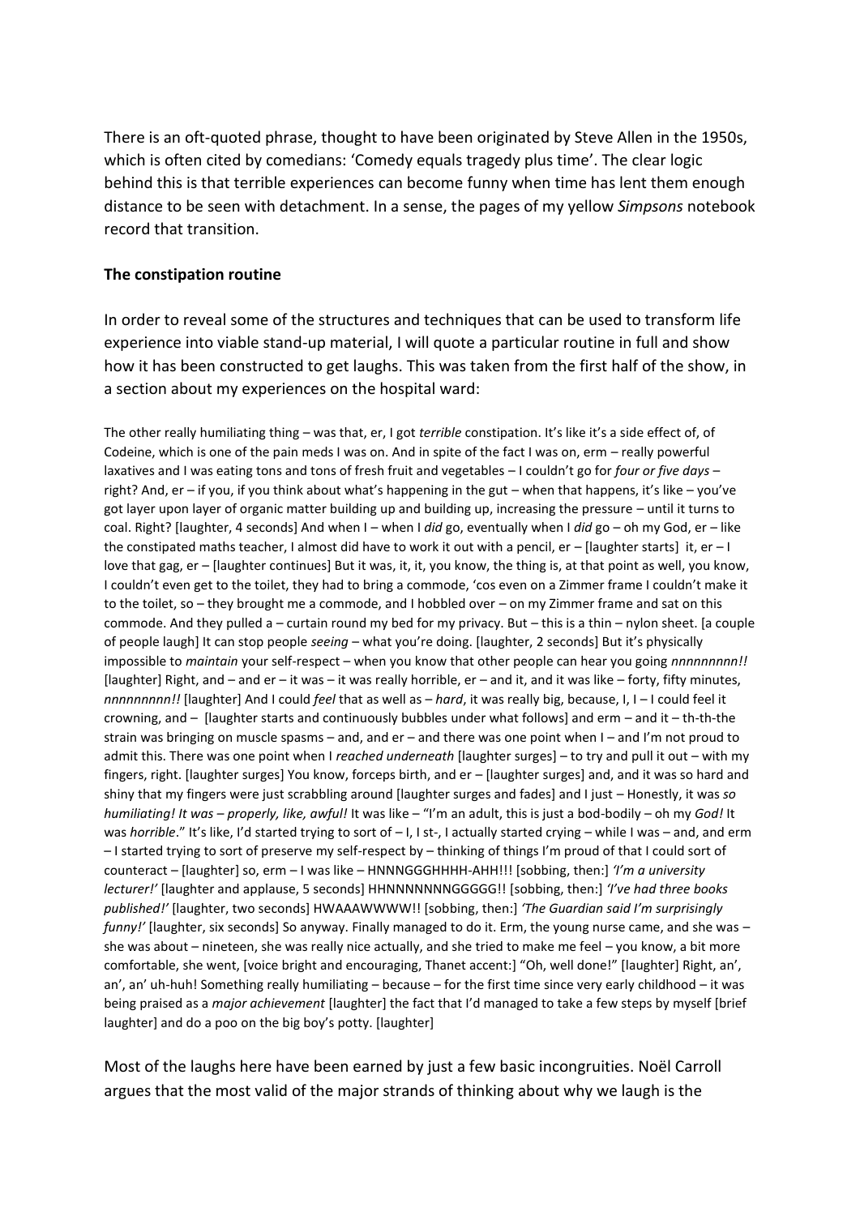There is an oft-quoted phrase, thought to have been originated by Steve Allen in the 1950s, which is often cited by comedians: 'Comedy equals tragedy plus time'. The clear logic behind this is that terrible experiences can become funny when time has lent them enough distance to be seen with detachment. In a sense, the pages of my yellow *Simpsons* notebook record that transition.

**The constipation routine**

In order to reveal some of the structures and techniques that can be used to transform life experience into viable stand-up material, I will quote a particular routine in full and show how it has been constructed to get laughs. This was taken from the first half of the show, in a section about my experiences on the hospital ward:

The other really humiliating thing – was that, er, I got *terrible* constipation. It's like it's a side effect of, of Codeine, which is one of the pain meds I was on. And in spite of the fact I was on, erm – really powerful laxatives and I was eating tons and tons of fresh fruit and vegetables – I couldn't go for *four or five days* – right? And, er – if you, if you think about what's happening in the gut – when that happens, it's like – you've got layer upon layer of organic matter building up and building up, increasing the pressure – until it turns to coal. Right? [laughter, 4 seconds] And when I – when I *did* go, eventually when I *did* go – oh my God, er – like the constipated maths teacher, I almost did have to work it out with a pencil, er – [laughter starts] it, er – I love that gag, er – [laughter continues] But it was, it, it, you know, the thing is, at that point as well, you know, I couldn't even get to the toilet, they had to bring a commode, 'cos even on a Zimmer frame I couldn't make it to the toilet, so – they brought me a commode, and I hobbled over – on my Zimmer frame and sat on this commode. And they pulled a – curtain round my bed for my privacy. But – this is a thin – nylon sheet. [a couple of people laugh] It can stop people *seeing* – what you're doing. [laughter, 2 seconds] But it's physically impossible to *maintain* your self-respect – when you know that other people can hear you going *nnnnnnnnn!!* [laughter] Right, and – and er – it was – it was really horrible, er – and it, and it was like – forty, fifty minutes, *nnnnnnnnn!!* [laughter] And I could *feel* that as well as – *hard*, it was really big, because, I, I – I could feel it crowning, and – [laughter starts and continuously bubbles under what follows] and erm – and it – th-th-the strain was bringing on muscle spasms – and, and er – and there was one point when I – and I'm not proud to admit this. There was one point when I *reached underneath* [laughter surges] – to try and pull it out – with my fingers, right. [laughter surges] You know, forceps birth, and er – [laughter surges] and, and it was so hard and shiny that my fingers were just scrabbling around [laughter surges and fades] and I just – Honestly, it was *so humiliating! It was – properly, like, awful!* It was like – "I'm an adult, this is just a bod-bodily – oh my *God!* It was *horrible*." It's like, I'd started trying to sort of – I, I st-, I actually started crying – while I was – and, and erm – I started trying to sort of preserve my self-respect by – thinking of things I'm proud of that I could sort of counteract – [laughter] so, erm – I was like – HNNNGGGHHHH-AHH!!! [sobbing, then:] *'I'm a university lecturer!'* [laughter and applause, 5 seconds] HHNNNNNNNGGGGG!! [sobbing, then:] *'I've had three books published!'* [laughter, two seconds] HWAAAWWWW!! [sobbing, then:] *'The Guardian said I'm surprisingly funny!'* [laughter, six seconds] So anyway. Finally managed to do it. Erm, the young nurse came, and she was – she was about – nineteen, she was really nice actually, and she tried to make me feel – you know, a bit more comfortable, she went, [voice bright and encouraging, Thanet accent:] "Oh, well done!" [laughter] Right, an', an', an' uh-huh! Something really humiliating – because – for the first time since very early childhood – it was being praised as a *major achievement* [laughter] the fact that I'd managed to take a few steps by myself [brief laughter] and do a poo on the big boy's potty. [laughter]

Most of the laughs here have been earned by just a few basic incongruities. Noël Carroll argues that the most valid of the major strands of thinking about why we laugh is the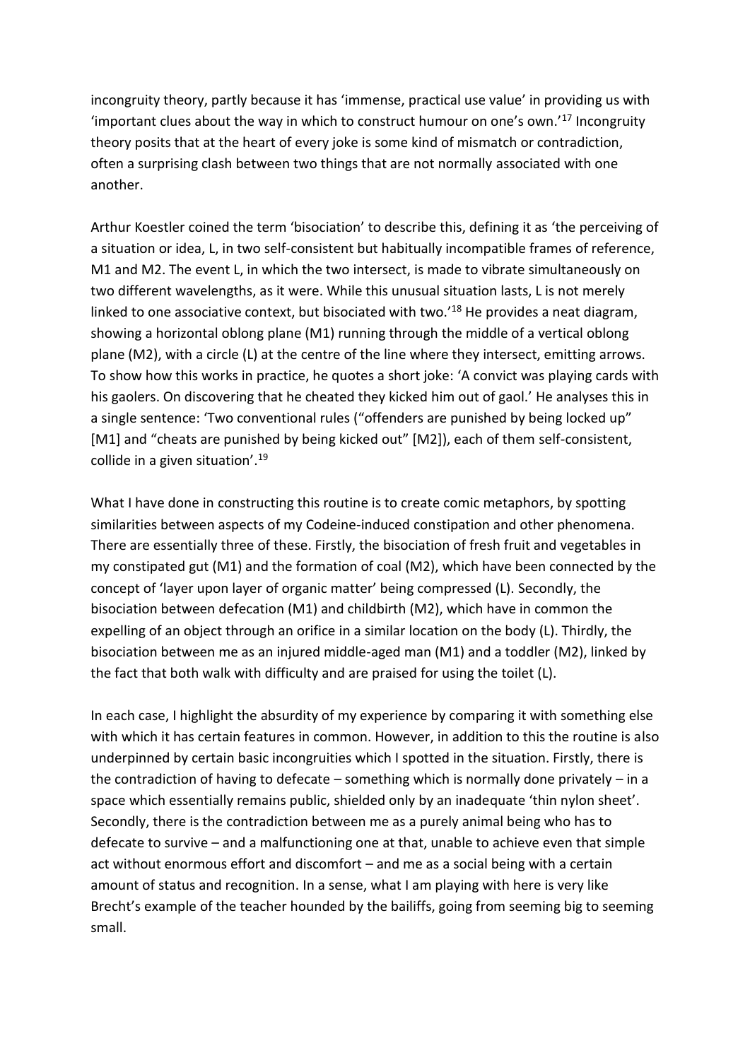incongruity theory, partly because it has 'immense, practical use value' in providing us with 'important clues about the way in which to construct humour on one's own.'[17] Incongruity theory posits that at the heart of every joke is some kind of mismatch or contradiction, often a surprising clash between two things that are not normally associated with one another.

Arthur Koestler coined the term 'bisociation' to describe this, defining it as 'the perceiving of a situation or idea, L, in two self-consistent but habitually incompatible frames of reference, M1 and M2. The event L, in which the two intersect, is made to vibrate simultaneously on two different wavelengths, as it were. While this unusual situation lasts, L is not merely linked to one associative context, but bisociated with two.'[18] He provides a neat diagram, showing a horizontal oblong plane (M1) running through the middle of a vertical oblong plane (M2), with a circle (L) at the centre of the line where they intersect, emitting arrows. To show how this works in practice, he quotes a short joke: 'A convict was playing cards with his gaolers. On discovering that he cheated they kicked him out of gaol.' He analyses this in a single sentence: 'Two conventional rules ("offenders are punished by being locked up" [M1] and "cheats are punished by being kicked out" [M2]), each of them self-consistent, collide in a given situation'.[19]

What I have done in constructing this routine is to create comic metaphors, by spotting similarities between aspects of my Codeine-induced constipation and other phenomena. There are essentially three of these. Firstly, the bisociation of fresh fruit and vegetables in my constipated gut (M1) and the formation of coal (M2), which have been connected by the concept of 'layer upon layer of organic matter' being compressed (L). Secondly, the bisociation between defecation (M1) and childbirth (M2), which have in common the expelling of an object through an orifice in a similar location on the body (L). Thirdly, the bisociation between me as an injured middle-aged man (M1) and a toddler (M2), linked by the fact that both walk with difficulty and are praised for using the toilet (L).

In each case, I highlight the absurdity of my experience by comparing it with something else with which it has certain features in common. However, in addition to this the routine is also underpinned by certain basic incongruities which I spotted in the situation. Firstly, there is the contradiction of having to defecate – something which is normally done privately – in a space which essentially remains public, shielded only by an inadequate 'thin nylon sheet'. Secondly, there is the contradiction between me as a purely animal being who has to defecate to survive – and a malfunctioning one at that, unable to achieve even that simple act without enormous effort and discomfort – and me as a social being with a certain amount of status and recognition. In a sense, what I am playing with here is very like Brecht's example of the teacher hounded by the bailiffs, going from seeming big to seeming small.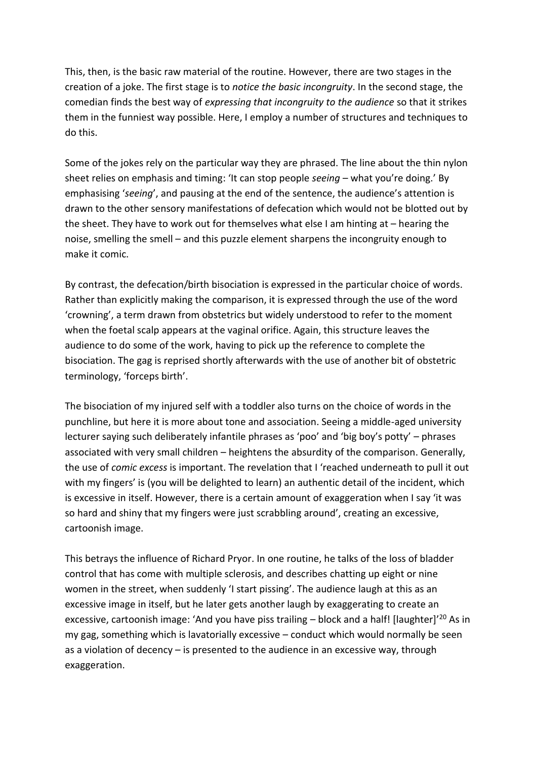This, then, is the basic raw material of the routine. However, there are two stages in the creation of a joke. The first stage is to *notice the basic incongruity*. In the second stage, the comedian finds the best way of *expressing that incongruity to the audience* so that it strikes them in the funniest way possible. Here, I employ a number of structures and techniques to do this.

Some of the jokes rely on the particular way they are phrased. The line about the thin nylon sheet relies on emphasis and timing: 'It can stop people *seeing* – what you're doing.' By emphasising '*seeing*', and pausing at the end of the sentence, the audience's attention is drawn to the other sensory manifestations of defecation which would not be blotted out by the sheet. They have to work out for themselves what else I am hinting at – hearing the noise, smelling the smell – and this puzzle element sharpens the incongruity enough to make it comic.

By contrast, the defecation/birth bisociation is expressed in the particular choice of words. Rather than explicitly making the comparison, it is expressed through the use of the word 'crowning', a term drawn from obstetrics but widely understood to refer to the moment when the foetal scalp appears at the vaginal orifice. Again, this structure leaves the audience to do some of the work, having to pick up the reference to complete the bisociation. The gag is reprised shortly afterwards with the use of another bit of obstetric terminology, 'forceps birth'.

The bisociation of my injured self with a toddler also turns on the choice of words in the punchline, but here it is more about tone and association. Seeing a middle-aged university lecturer saying such deliberately infantile phrases as 'poo' and 'big boy's potty' – phrases associated with very small children – heightens the absurdity of the comparison. Generally, the use of *comic excess* is important. The revelation that I 'reached underneath to pull it out with my fingers' is (you will be delighted to learn) an authentic detail of the incident, which is excessive in itself. However, there is a certain amount of exaggeration when I say 'it was so hard and shiny that my fingers were just scrabbling around', creating an excessive, cartoonish image.

This betrays the influence of Richard Pryor. In one routine, he talks of the loss of bladder control that has come with multiple sclerosis, and describes chatting up eight or nine women in the street, when suddenly 'I start pissing'. The audience laugh at this as an excessive image in itself, but he later gets another laugh by exaggerating to create an excessive, cartoonish image: 'And you have piss trailing – block and a half! [laughter]'[20] As in my gag, something which is lavatorially excessive – conduct which would normally be seen as a violation of decency – is presented to the audience in an excessive way, through exaggeration.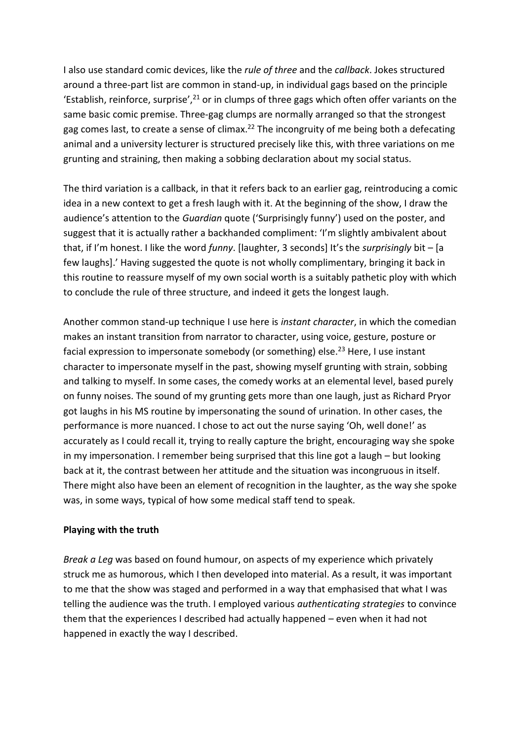I also use standard comic devices, like the *rule of three* and the *callback*. Jokes structured around a three-part list are common in stand-up, in individual gags based on the principle 'Establish, reinforce, surprise',[21] or in clumps of three gags which often offer variants on the same basic comic premise. Three-gag clumps are normally arranged so that the strongest gag comes last, to create a sense of climax.[22] The incongruity of me being both a defecating animal and a university lecturer is structured precisely like this, with three variations on me grunting and straining, then making a sobbing declaration about my social status.

The third variation is a callback, in that it refers back to an earlier gag, reintroducing a comic idea in a new context to get a fresh laugh with it. At the beginning of the show, I draw the audience's attention to the *Guardian* quote ('Surprisingly funny') used on the poster, and suggest that it is actually rather a backhanded compliment: 'I'm slightly ambivalent about that, if I'm honest. I like the word *funny*. [laughter, 3 seconds] It's the *surprisingly* bit – [a few laughs].' Having suggested the quote is not wholly complimentary, bringing it back in this routine to reassure myself of my own social worth is a suitably pathetic ploy with which to conclude the rule of three structure, and indeed it gets the longest laugh.

Another common stand-up technique I use here is *instant character*, in which the comedian makes an instant transition from narrator to character, using voice, gesture, posture or facial expression to impersonate somebody (or something) else.[23] Here, I use instant character to impersonate myself in the past, showing myself grunting with strain, sobbing and talking to myself. In some cases, the comedy works at an elemental level, based purely on funny noises. The sound of my grunting gets more than one laugh, just as Richard Pryor got laughs in his MS routine by impersonating the sound of urination. In other cases, the performance is more nuanced. I chose to act out the nurse saying 'Oh, well done!' as accurately as I could recall it, trying to really capture the bright, encouraging way she spoke in my impersonation. I remember being surprised that this line got a laugh – but looking back at it, the contrast between her attitude and the situation was incongruous in itself. There might also have been an element of recognition in the laughter, as the way she spoke was, in some ways, typical of how some medical staff tend to speak.

**Playing with the truth**

*Break a Leg* was based on found humour, on aspects of my experience which privately struck me as humorous, which I then developed into material. As a result, it was important to me that the show was staged and performed in a way that emphasised that what I was telling the audience was the truth. I employed various *authenticating strategies* to convince them that the experiences I described had actually happened – even when it had not happened in exactly the way I described.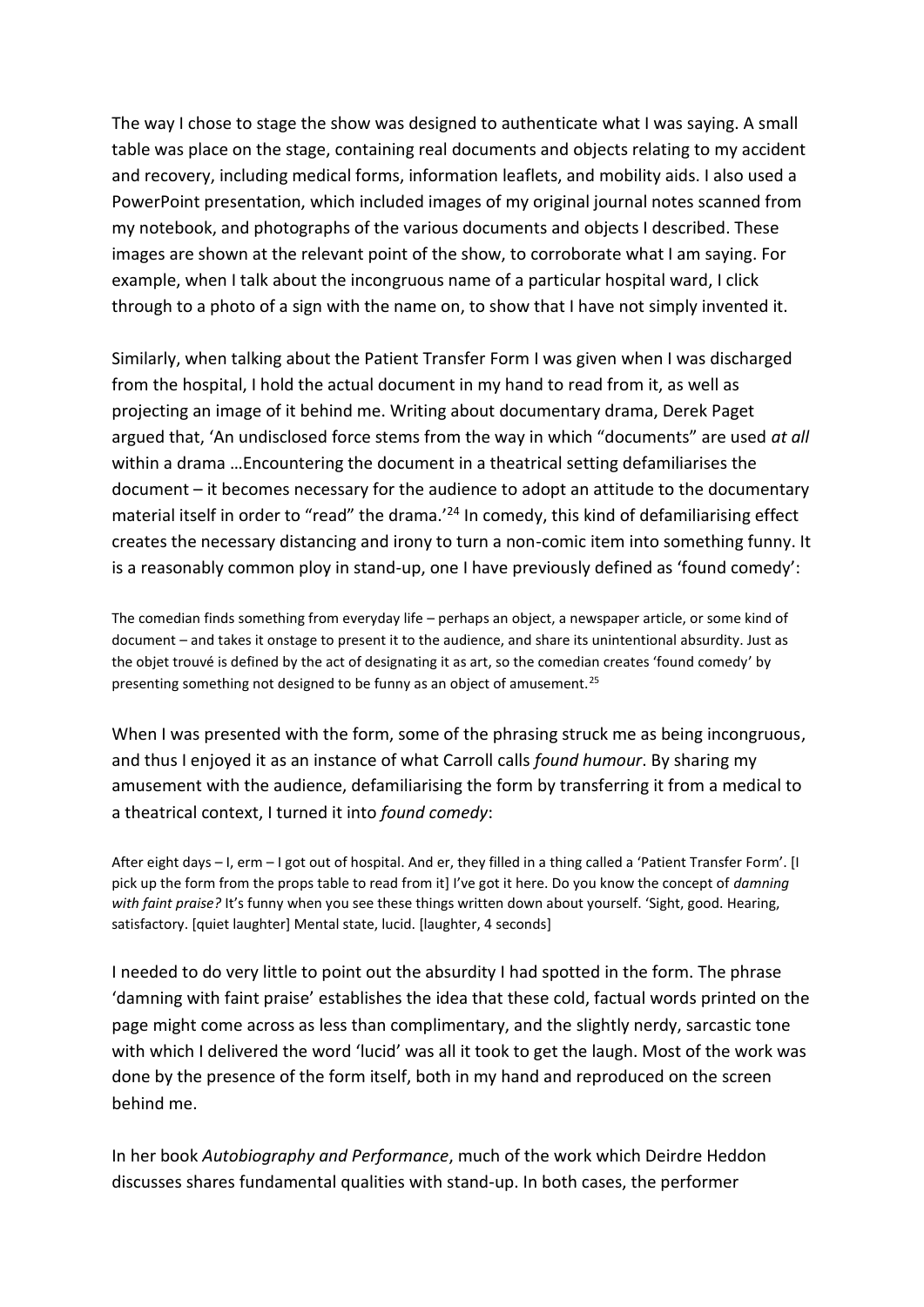The way I chose to stage the show was designed to authenticate what I was saying. A small table was place on the stage, containing real documents and objects relating to my accident and recovery, including medical forms, information leaflets, and mobility aids. I also used a PowerPoint presentation, which included images of my original journal notes scanned from my notebook, and photographs of the various documents and objects I described. These images are shown at the relevant point of the show, to corroborate what I am saying. For example, when I talk about the incongruous name of a particular hospital ward, I click through to a photo of a sign with the name on, to show that I have not simply invented it.

Similarly, when talking about the Patient Transfer Form I was given when I was discharged from the hospital, I hold the actual document in my hand to read from it, as well as projecting an image of it behind me. Writing about documentary drama, Derek Paget argued that, 'An undisclosed force stems from the way in which "documents" are used *at all* within a drama …Encountering the document in a theatrical setting defamiliarises the document – it becomes necessary for the audience to adopt an attitude to the documentary material itself in order to "read" the drama.'[24] In comedy, this kind of defamiliarising effect creates the necessary distancing and irony to turn a non-comic item into something funny. It is a reasonably common ploy in stand-up, one I have previously defined as 'found comedy':

> The comedian finds something from everyday life – perhaps an object, a newspaper article, or some kind of document – and takes it onstage to present it to the audience, and share its unintentional absurdity. Just as the objet trouvé is defined by the act of designating it as art, so the comedian creates 'found comedy' by presenting something not designed to be funny as an object of amusement.[25]

When I was presented with the form, some of the phrasing struck me as being incongruous, and thus I enjoyed it as an instance of what Carroll calls *found humour*. By sharing my amusement with the audience, defamiliarising the form by transferring it from a medical to a theatrical context, I turned it into *found comedy*:

> After eight days – I, erm – I got out of hospital. And er, they filled in a thing called a 'Patient Transfer Form'. [I pick up the form from the props table to read from it] I've got it here. Do you know the concept of *damning with faint praise?* It's funny when you see these things written down about yourself. 'Sight, good. Hearing, satisfactory. [quiet laughter] Mental state, lucid. [laughter, 4 seconds]

I needed to do very little to point out the absurdity I had spotted in the form. The phrase 'damning with faint praise' establishes the idea that these cold, factual words printed on the page might come across as less than complimentary, and the slightly nerdy, sarcastic tone with which I delivered the word 'lucid' was all it took to get the laugh. Most of the work was done by the presence of the form itself, both in my hand and reproduced on the screen behind me.

In her book *Autobiography and Performance*, much of the work which Deirdre Heddon discusses shares fundamental qualities with stand-up. In both cases, the performer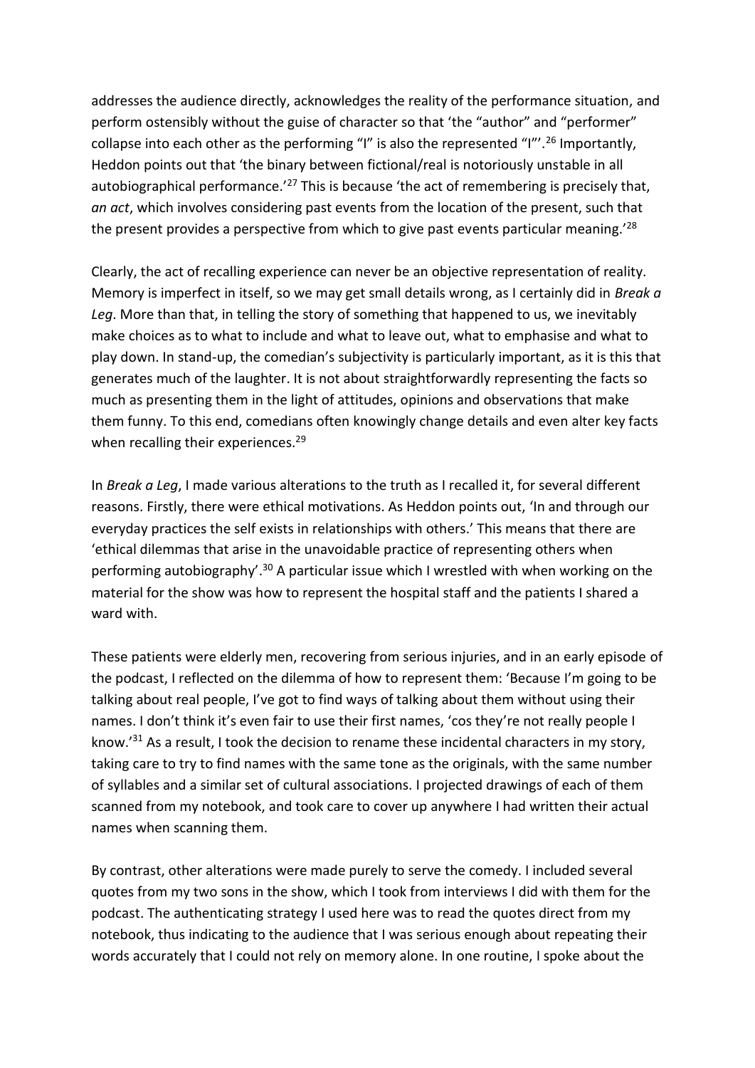addresses the audience directly, acknowledges the reality of the performance situation, and perform ostensibly without the guise of character so that 'the "author" and "performer" collapse into each other as the performing "I" is also the represented "I"'.[26] Importantly, Heddon points out that 'the binary between fictional/real is notoriously unstable in all autobiographical performance.'[27] This is because 'the act of remembering is precisely that, *an act*, which involves considering past events from the location of the present, such that the present provides a perspective from which to give past events particular meaning.'[28]

Clearly, the act of recalling experience can never be an objective representation of reality. Memory is imperfect in itself, so we may get small details wrong, as I certainly did in *Break a Leg*. More than that, in telling the story of something that happened to us, we inevitably make choices as to what to include and what to leave out, what to emphasise and what to play down. In stand-up, the comedian's subjectivity is particularly important, as it is this that generates much of the laughter. It is not about straightforwardly representing the facts so much as presenting them in the light of attitudes, opinions and observations that make them funny. To this end, comedians often knowingly change details and even alter key facts when recalling their experiences.[29]

In *Break a Leg*, I made various alterations to the truth as I recalled it, for several different reasons. Firstly, there were ethical motivations. As Heddon points out, 'In and through our everyday practices the self exists in relationships with others.' This means that there are 'ethical dilemmas that arise in the unavoidable practice of representing others when performing autobiography'.[30] A particular issue which I wrestled with when working on the material for the show was how to represent the hospital staff and the patients I shared a ward with.

These patients were elderly men, recovering from serious injuries, and in an early episode of the podcast, I reflected on the dilemma of how to represent them: 'Because I'm going to be talking about real people, I've got to find ways of talking about them without using their names. I don't think it's even fair to use their first names, 'cos they're not really people I know.'[31] As a result, I took the decision to rename these incidental characters in my story, taking care to try to find names with the same tone as the originals, with the same number of syllables and a similar set of cultural associations. I projected drawings of each of them scanned from my notebook, and took care to cover up anywhere I had written their actual names when scanning them.

By contrast, other alterations were made purely to serve the comedy. I included several quotes from my two sons in the show, which I took from interviews I did with them for the podcast. The authenticating strategy I used here was to read the quotes direct from my notebook, thus indicating to the audience that I was serious enough about repeating their words accurately that I could not rely on memory alone. In one routine, I spoke about the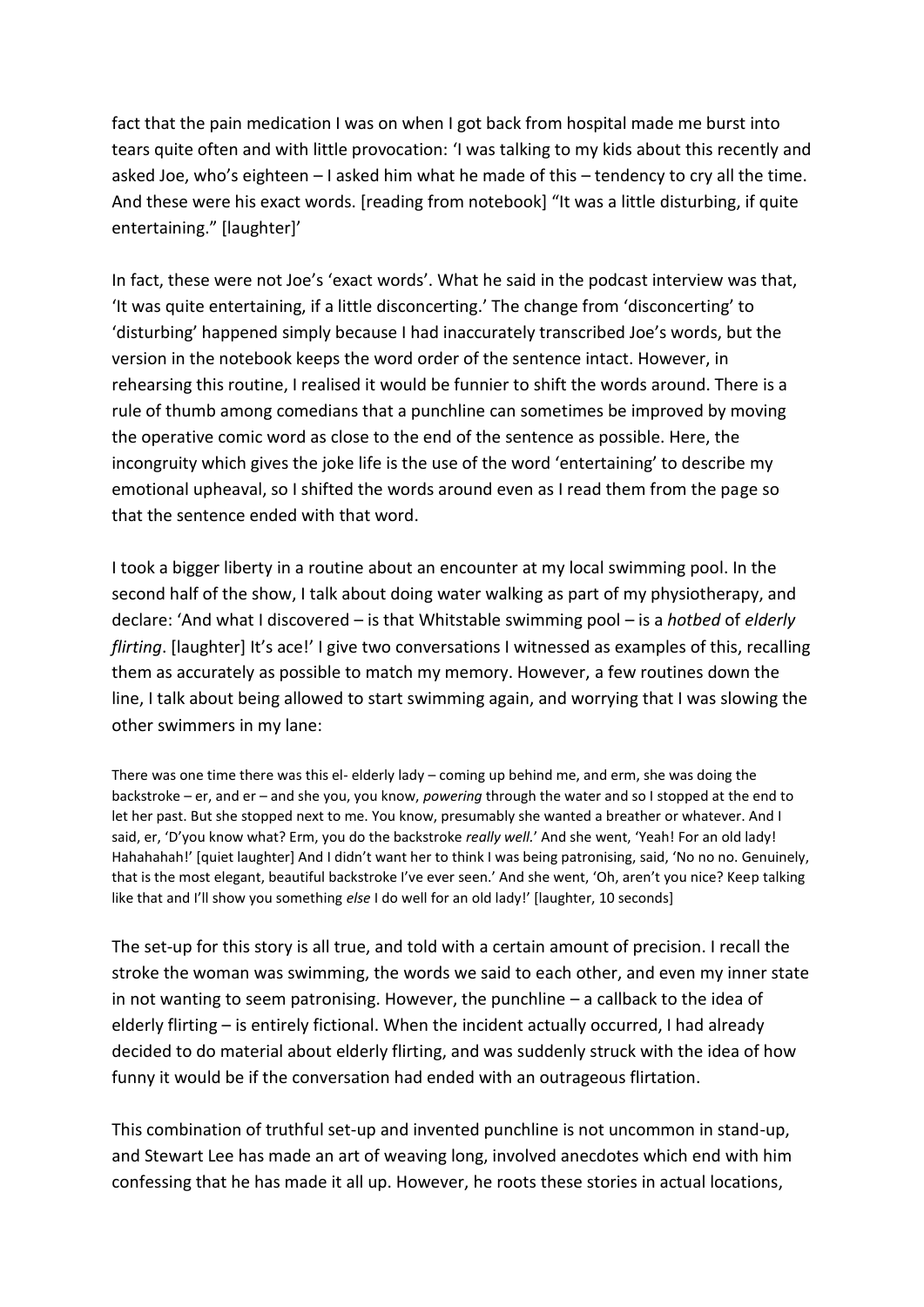fact that the pain medication I was on when I got back from hospital made me burst into tears quite often and with little provocation: 'I was talking to my kids about this recently and asked Joe, who's eighteen – I asked him what he made of this – tendency to cry all the time. And these were his exact words. [reading from notebook] "It was a little disturbing, if quite entertaining." [laughter]'

In fact, these were not Joe's 'exact words'. What he said in the podcast interview was that, 'It was quite entertaining, if a little disconcerting.' The change from 'disconcerting' to 'disturbing' happened simply because I had inaccurately transcribed Joe's words, but the version in the notebook keeps the word order of the sentence intact. However, in rehearsing this routine, I realised it would be funnier to shift the words around. There is a rule of thumb among comedians that a punchline can sometimes be improved by moving the operative comic word as close to the end of the sentence as possible. Here, the incongruity which gives the joke life is the use of the word 'entertaining' to describe my emotional upheaval, so I shifted the words around even as I read them from the page so that the sentence ended with that word.

I took a bigger liberty in a routine about an encounter at my local swimming pool. In the second half of the show, I talk about doing water walking as part of my physiotherapy, and declare: 'And what I discovered – is that Whitstable swimming pool – is a *hotbed* of *elderly flirting*. [laughter] It's ace!' I give two conversations I witnessed as examples of this, recalling them as accurately as possible to match my memory. However, a few routines down the line, I talk about being allowed to start swimming again, and worrying that I was slowing the other swimmers in my lane:

> There was one time there was this el- elderly lady – coming up behind me, and erm, she was doing the backstroke – er, and er – and she you, you know, *powering* through the water and so I stopped at the end to let her past. But she stopped next to me. You know, presumably she wanted a breather or whatever. And I said, er, 'D'you know what? Erm, you do the backstroke *really well*.' And she went, 'Yeah! For an old lady! Hahahahah!' [quiet laughter] And I didn't want her to think I was being patronising, said, 'No no no. Genuinely, that is the most elegant, beautiful backstroke I've ever seen.' And she went, 'Oh, aren't you nice? Keep talking like that and I'll show you something *else* I do well for an old lady!' [laughter, 10 seconds]

The set-up for this story is all true, and told with a certain amount of precision. I recall the stroke the woman was swimming, the words we said to each other, and even my inner state in not wanting to seem patronising. However, the punchline – a callback to the idea of elderly flirting – is entirely fictional. When the incident actually occurred, I had already decided to do material about elderly flirting, and was suddenly struck with the idea of how funny it would be if the conversation had ended with an outrageous flirtation.

This combination of truthful set-up and invented punchline is not uncommon in stand-up, and Stewart Lee has made an art of weaving long, involved anecdotes which end with him confessing that he has made it all up. However, he roots these stories in actual locations,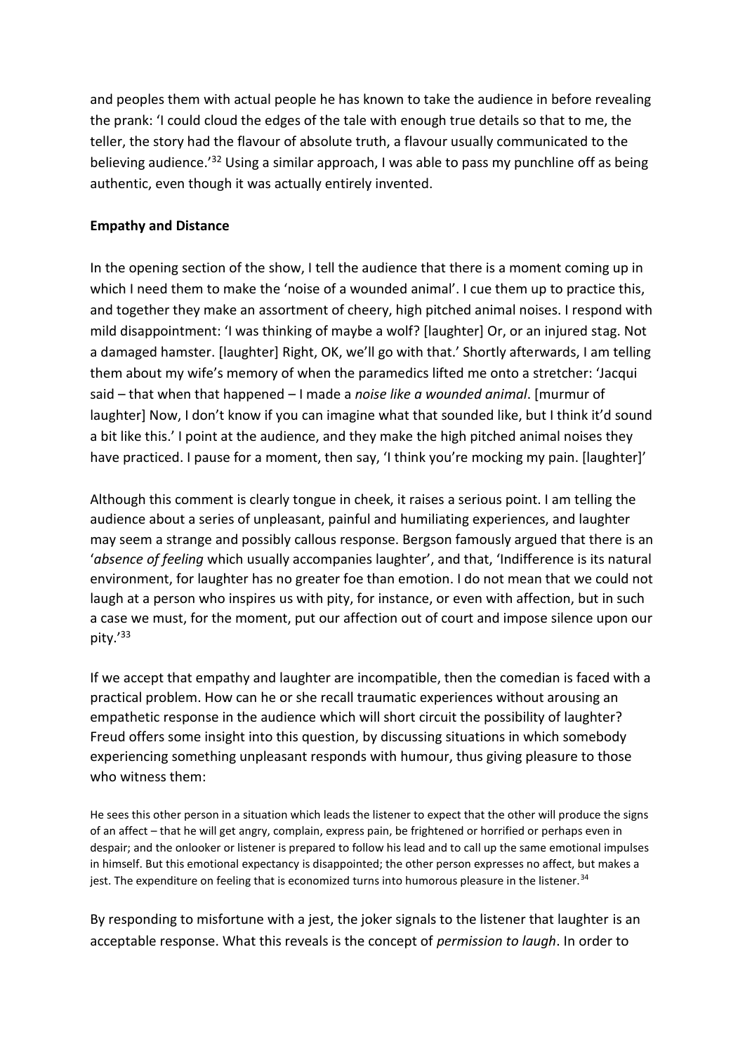and peoples them with actual people he has known to take the audience in before revealing the prank: 'I could cloud the edges of the tale with enough true details so that to me, the teller, the story had the flavour of absolute truth, a flavour usually communicated to the believing audience.'[32] Using a similar approach, I was able to pass my punchline off as being authentic, even though it was actually entirely invented.

**Empathy and Distance**

In the opening section of the show, I tell the audience that there is a moment coming up in which I need them to make the 'noise of a wounded animal'. I cue them up to practice this, and together they make an assortment of cheery, high pitched animal noises. I respond with mild disappointment: 'I was thinking of maybe a wolf? [laughter] Or, or an injured stag. Not a damaged hamster. [laughter] Right, OK, we'll go with that.' Shortly afterwards, I am telling them about my wife's memory of when the paramedics lifted me onto a stretcher: 'Jacqui said – that when that happened – I made a *noise like a wounded animal*. [murmur of laughter] Now, I don't know if you can imagine what that sounded like, but I think it'd sound a bit like this.' I point at the audience, and they make the high pitched animal noises they have practiced. I pause for a moment, then say, 'I think you're mocking my pain. [laughter]'

Although this comment is clearly tongue in cheek, it raises a serious point. I am telling the audience about a series of unpleasant, painful and humiliating experiences, and laughter may seem a strange and possibly callous response. Bergson famously argued that there is an '*absence of feeling* which usually accompanies laughter', and that, 'Indifference is its natural environment, for laughter has no greater foe than emotion. I do not mean that we could not laugh at a person who inspires us with pity, for instance, or even with affection, but in such a case we must, for the moment, put our affection out of court and impose silence upon our pity.'[33]

If we accept that empathy and laughter are incompatible, then the comedian is faced with a practical problem. How can he or she recall traumatic experiences without arousing an empathetic response in the audience which will short circuit the possibility of laughter? Freud offers some insight into this question, by discussing situations in which somebody experiencing something unpleasant responds with humour, thus giving pleasure to those who witness them:

> He sees this other person in a situation which leads the listener to expect that the other will produce the signs of an affect – that he will get angry, complain, express pain, be frightened or horrified or perhaps even in despair; and the onlooker or listener is prepared to follow his lead and to call up the same emotional impulses in himself. But this emotional expectancy is disappointed; the other person expresses no affect, but makes a jest. The expenditure on feeling that is economized turns into humorous pleasure in the listener.[34]

By responding to misfortune with a jest, the joker signals to the listener that laughter is an acceptable response. What this reveals is the concept of *permission to laugh*. In order to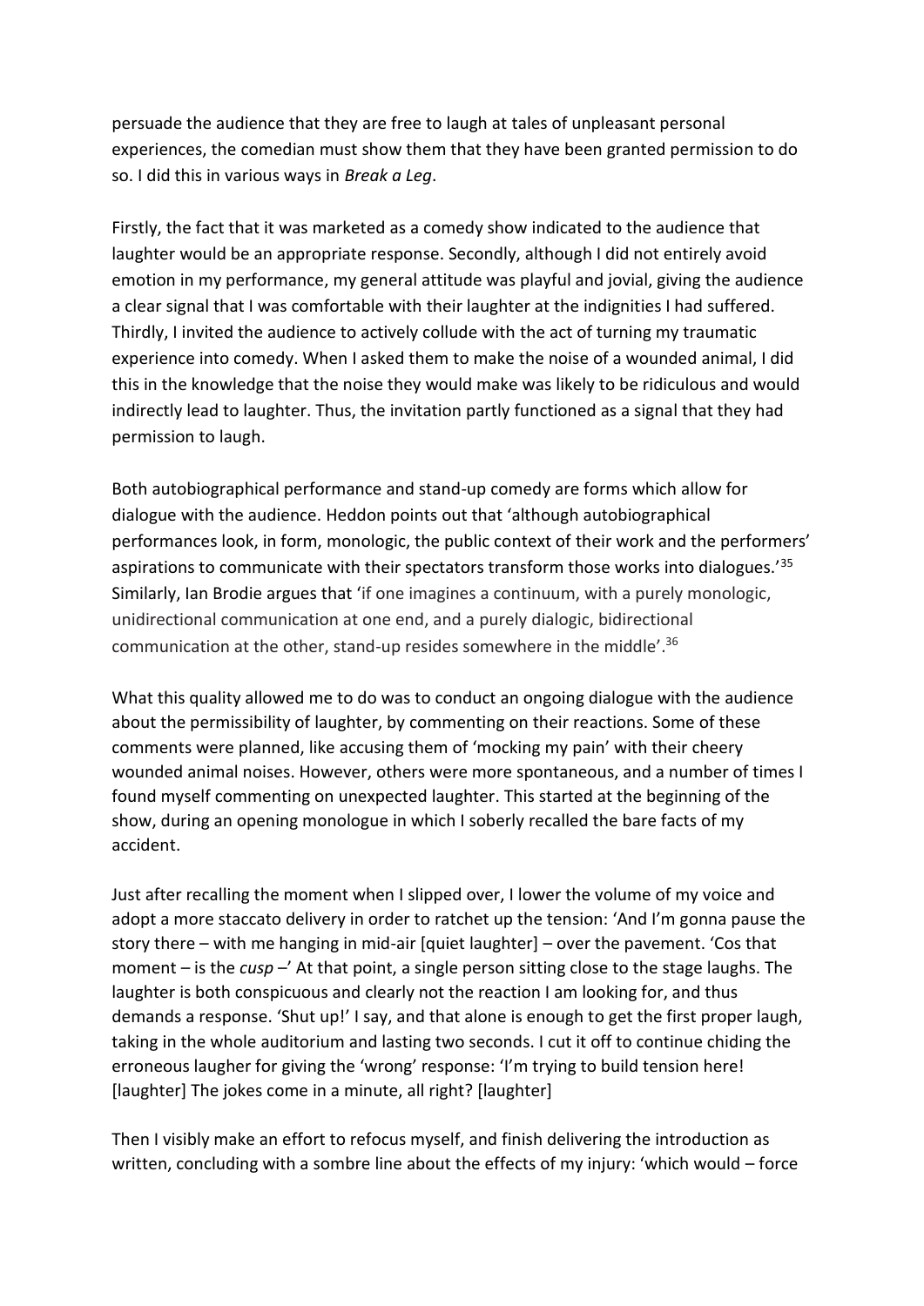persuade the audience that they are free to laugh at tales of unpleasant personal experiences, the comedian must show them that they have been granted permission to do so. I did this in various ways in *Break a Leg*.

Firstly, the fact that it was marketed as a comedy show indicated to the audience that laughter would be an appropriate response. Secondly, although I did not entirely avoid emotion in my performance, my general attitude was playful and jovial, giving the audience a clear signal that I was comfortable with their laughter at the indignities I had suffered. Thirdly, I invited the audience to actively collude with the act of turning my traumatic experience into comedy. When I asked them to make the noise of a wounded animal, I did this in the knowledge that the noise they would make was likely to be ridiculous and would indirectly lead to laughter. Thus, the invitation partly functioned as a signal that they had permission to laugh.

Both autobiographical performance and stand-up comedy are forms which allow for dialogue with the audience. Heddon points out that 'although autobiographical performances look, in form, monologic, the public context of their work and the performers' aspirations to communicate with their spectators transform those works into dialogues.'[35] Similarly, Ian Brodie argues that 'if one imagines a continuum, with a purely monologic, unidirectional communication at one end, and a purely dialogic, bidirectional communication at the other, stand-up resides somewhere in the middle'.[36]

What this quality allowed me to do was to conduct an ongoing dialogue with the audience about the permissibility of laughter, by commenting on their reactions. Some of these comments were planned, like accusing them of 'mocking my pain' with their cheery wounded animal noises. However, others were more spontaneous, and a number of times I found myself commenting on unexpected laughter. This started at the beginning of the show, during an opening monologue in which I soberly recalled the bare facts of my accident.

Just after recalling the moment when I slipped over, I lower the volume of my voice and adopt a more staccato delivery in order to ratchet up the tension: 'And I'm gonna pause the story there – with me hanging in mid-air [quiet laughter] – over the pavement. 'Cos that moment – is the *cusp* –' At that point, a single person sitting close to the stage laughs. The laughter is both conspicuous and clearly not the reaction I am looking for, and thus demands a response. 'Shut up!' I say, and that alone is enough to get the first proper laugh, taking in the whole auditorium and lasting two seconds. I cut it off to continue chiding the erroneous laughter for giving the 'wrong' response: 'I'm trying to build tension here! [laughter] The jokes come in a minute, all right? [laughter]

Then I visibly make an effort to refocus myself, and finish delivering the introduction as written, concluding with a sombre line about the effects of my injury: 'which would – force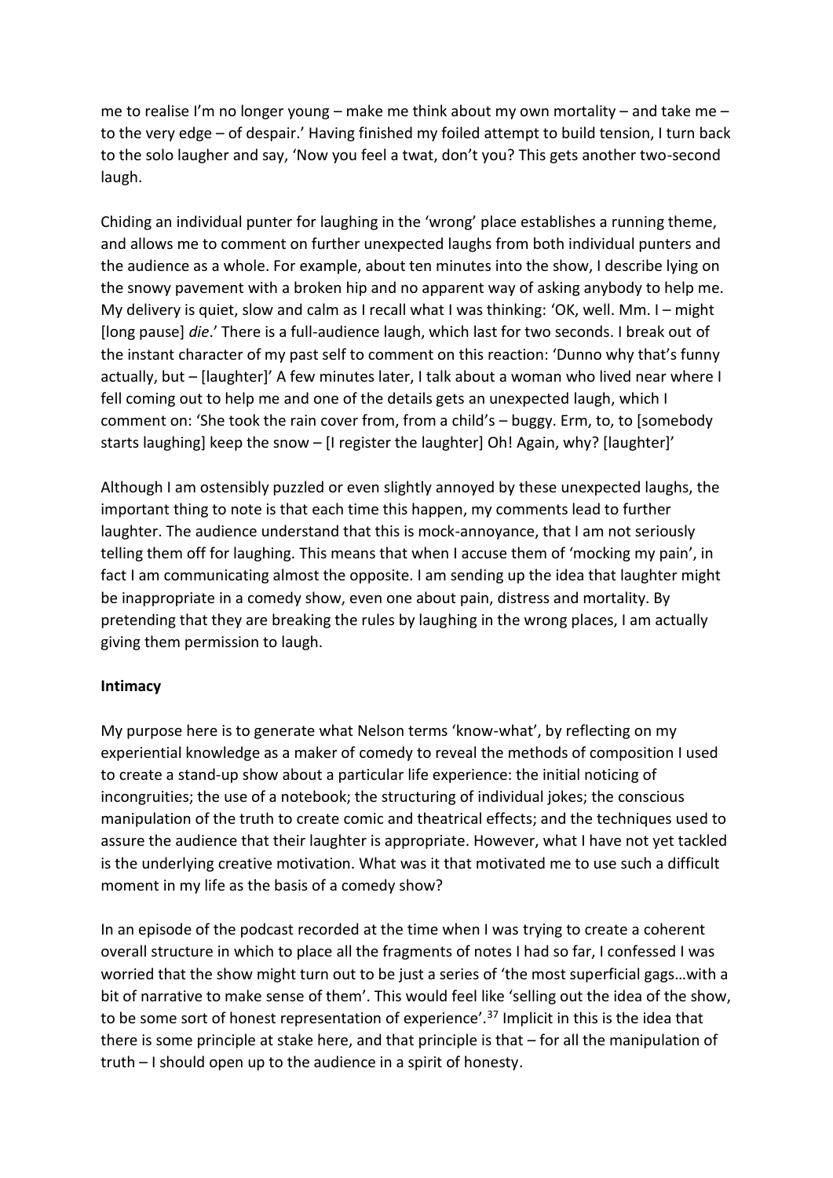me to realise I'm no longer young – make me think about my own mortality – and take me – to the very edge – of despair.' Having finished my foiled attempt to build tension, I turn back to the solo laugher and say, 'Now you feel a twat, don't you? This gets another two-second laugh.

Chiding an individual punter for laughing in the 'wrong' place establishes a running theme, and allows me to comment on further unexpected laughs from both individual punters and the audience as a whole. For example, about ten minutes into the show, I describe lying on the snowy pavement with a broken hip and no apparent way of asking anybody to help me. My delivery is quiet, slow and calm as I recall what I was thinking: 'OK, well. Mm. I – might [long pause] *die*.' There is a full-audience laugh, which last for two seconds. I break out of the instant character of my past self to comment on this reaction: 'Dunno why that's funny actually, but – [laughter]' A few minutes later, I talk about a woman who lived near where I fell coming out to help me and one of the details gets an unexpected laugh, which I comment on: 'She took the rain cover from, from a child's – buggy. Erm, to, to [somebody starts laughing] keep the snow – [I register the laughter] Oh! Again, why? [laughter]'

Although I am ostensibly puzzled or even slightly annoyed by these unexpected laughs, the important thing to note is that each time this happen, my comments lead to further laughter. The audience understand that this is mock-annoyance, that I am not seriously telling them off for laughing. This means that when I accuse them of 'mocking my pain', in fact I am communicating almost the opposite. I am sending up the idea that laughter might be inappropriate in a comedy show, even one about pain, distress and mortality. By pretending that they are breaking the rules by laughing in the wrong places, I am actually giving them permission to laugh.

**Intimacy**

My purpose here is to generate what Nelson terms 'know-what', by reflecting on my experiential knowledge as a maker of comedy to reveal the methods of composition I used to create a stand-up show about a particular life experience: the initial noticing of incongruities; the use of a notebook; the structuring of individual jokes; the conscious manipulation of the truth to create comic and theatrical effects; and the techniques used to assure the audience that their laughter is appropriate. However, what I have not yet tackled is the underlying creative motivation. What was it that motivated me to use such a difficult moment in my life as the basis of a comedy show?

In an episode of the podcast recorded at the time when I was trying to create a coherent overall structure in which to place all the fragments of notes I had so far, I confessed I was worried that the show might turn out to be just a series of 'the most superficial gags…with a bit of narrative to make sense of them'. This would feel like 'selling out the idea of the show, to be some sort of honest representation of experience'.[37] Implicit in this is the idea that there is some principle at stake here, and that principle is that – for all the manipulation of truth – I should open up to the audience in a spirit of honesty.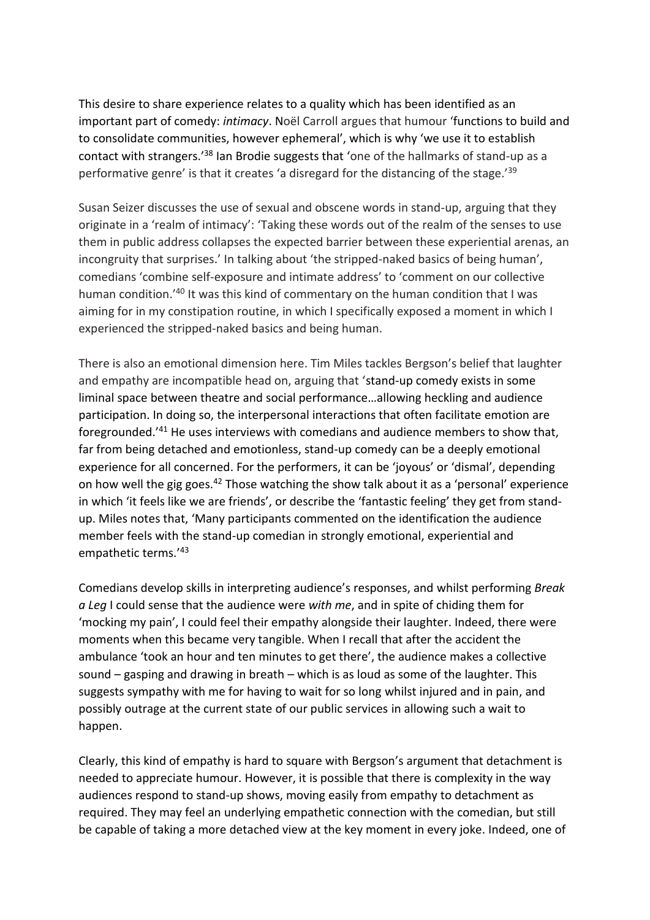This desire to share experience relates to a quality which has been identified as an important part of comedy: *intimacy*. Noël Carroll argues that humour 'functions to build and to consolidate communities, however ephemeral', which is why 'we use it to establish contact with strangers.'[38] Ian Brodie suggests that 'one of the hallmarks of stand-up as a performative genre' is that it creates 'a disregard for the distancing of the stage.'[39]

Susan Seizer discusses the use of sexual and obscene words in stand-up, arguing that they originate in a 'realm of intimacy': 'Taking these words out of the realm of the senses to use them in public address collapses the expected barrier between these experiential arenas, an incongruity that surprises.' In talking about 'the stripped-naked basics of being human', comedians 'combine self-exposure and intimate address' to 'comment on our collective human condition.'[40] It was this kind of commentary on the human condition that I was aiming for in my constipation routine, in which I specifically exposed a moment in which I experienced the stripped-naked basics and being human.

There is also an emotional dimension here. Tim Miles tackles Bergson's belief that laughter and empathy are incompatible head on, arguing that 'stand-up comedy exists in some liminal space between theatre and social performance…allowing heckling and audience participation. In doing so, the interpersonal interactions that often facilitate emotion are foregrounded.'[41] He uses interviews with comedians and audience members to show that, far from being detached and emotionless, stand-up comedy can be a deeply emotional experience for all concerned. For the performers, it can be 'joyous' or 'dismal', depending on how well the gig goes.[42] Those watching the show talk about it as a 'personal' experience in which 'it feels like we are friends', or describe the 'fantastic feeling' they get from stand-up. Miles notes that, 'Many participants commented on the identification the audience member feels with the stand-up comedian in strongly emotional, experiential and empathetic terms.'[43]

Comedians develop skills in interpreting audience's responses, and whilst performing *Break a Leg* I could sense that the audience were *with me*, and in spite of chiding them for 'mocking my pain', I could feel their empathy alongside their laughter. Indeed, there were moments when this became very tangible. When I recall that after the accident the ambulance 'took an hour and ten minutes to get there', the audience makes a collective sound – gasping and drawing in breath – which is as loud as some of the laughter. This suggests sympathy with me for having to wait for so long whilst injured and in pain, and possibly outrage at the current state of our public services in allowing such a wait to happen.

Clearly, this kind of empathy is hard to square with Bergson's argument that detachment is needed to appreciate humour. However, it is possible that there is complexity in the way audiences respond to stand-up shows, moving easily from empathy to detachment as required. They may feel an underlying empathetic connection with the comedian, but still be capable of taking a more detached view at the key moment in every joke. Indeed, one of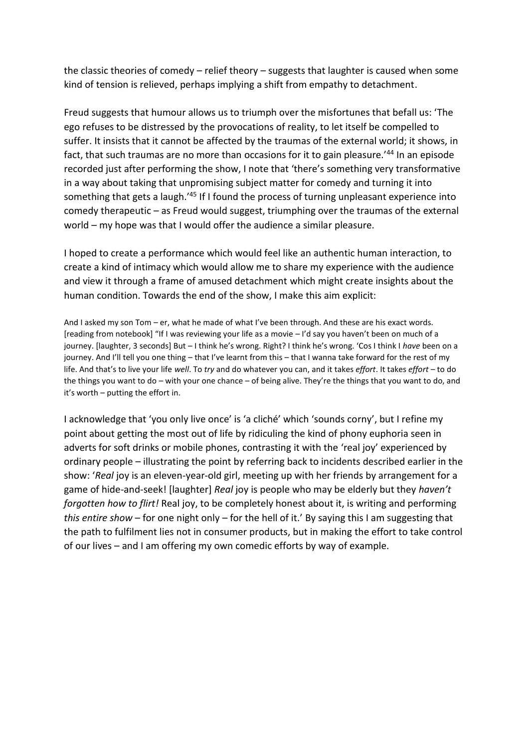the classic theories of comedy – relief theory – suggests that laughter is caused when some kind of tension is relieved, perhaps implying a shift from empathy to detachment.

Freud suggests that humour allows us to triumph over the misfortunes that befall us: 'The ego refuses to be distressed by the provocations of reality, to let itself be compelled to suffer. It insists that it cannot be affected by the traumas of the external world; it shows, in fact, that such traumas are no more than occasions for it to gain pleasure.'[44] In an episode recorded just after performing the show, I note that 'there's something very transformative in a way about taking that unpromising subject matter for comedy and turning it into something that gets a laugh.'[45] If I found the process of turning unpleasant experience into comedy therapeutic – as Freud would suggest, triumphing over the traumas of the external world – my hope was that I would offer the audience a similar pleasure.

I hoped to create a performance which would feel like an authentic human interaction, to create a kind of intimacy which would allow me to share my experience with the audience and view it through a frame of amused detachment which might create insights about the human condition. Towards the end of the show, I make this aim explicit:

> And I asked my son Tom – er, what he made of what I've been through. And these are his exact words. [reading from notebook] "If I was reviewing your life as a movie – I'd say you haven't been on much of a journey. [laughter, 3 seconds] But – I think he's wrong. Right? I think he's wrong. 'Cos I think I *have* been on a journey. And I'll tell you one thing – that I've learnt from this – that I wanna take forward for the rest of my life. And that's to live your life *well*. To *try* and do whatever you can, and it takes *effort*. It takes *effort* – to do the things you want to do – with your one chance – of being alive. They're the things that you want to do, and it's worth – putting the effort in.

I acknowledge that 'you only live once' is 'a cliché' which 'sounds corny', but I refine my point about getting the most out of life by ridiculing the kind of phony euphoria seen in adverts for soft drinks or mobile phones, contrasting it with the 'real joy' experienced by ordinary people – illustrating the point by referring back to incidents described earlier in the show: '*Real* joy is an eleven-year-old girl, meeting up with her friends by arrangement for a game of hide-and-seek! [laughter] *Real* joy is people who may be elderly but they *haven't forgotten how to flirt!* Real joy, to be completely honest about it, is writing and performing *this entire show* – for one night only – for the hell of it.' By saying this I am suggesting that the path to fulfilment lies not in consumer products, but in making the effort to take control of our lives – and I am offering my own comedic efforts by way of example.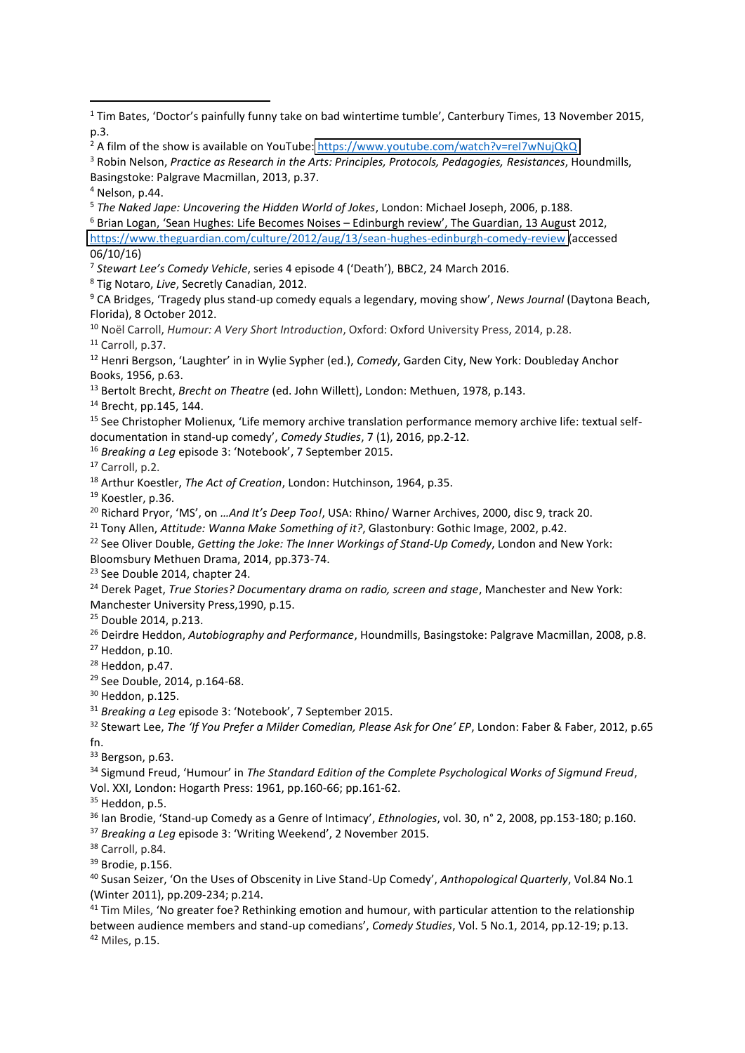[1] Tim Bates, 'Doctor's painfully funny take on bad wintertime tumble', Canterbury Times, 13 November 2015, p.3.

[2] A film of the show is available on YouTube: https://www.youtube.com/watch?v=reI7wNujQkQ

[3] Robin Nelson, *Practice as Research in the Arts: Principles, Protocols, Pedagogies, Resistances*, Houndmills, Basingstoke: Palgrave Macmillan, 2013, p.37.

[4] Nelson, p.44.

[5] *The Naked Jape: Uncovering the Hidden World of Jokes*, London: Michael Joseph, 2006, p.188.

[6] Brian Logan, 'Sean Hughes: Life Becomes Noises – Edinburgh review', The Guardian, 13 August 2012, https://www.theguardian.com/culture/2012/aug/13/sean-hughes-edinburgh-comedy-review (accessed 06/10/16)

[7] *Stewart Lee's Comedy Vehicle*, series 4 episode 4 ('Death'), BBC2, 24 March 2016.

[8] Tig Notaro, *Live*, Secretly Canadian, 2012.

[9] CA Bridges, 'Tragedy plus stand-up comedy equals a legendary, moving show', *News Journal* (Daytona Beach, Florida), 8 October 2012.

[10] Noël Carroll, *Humour: A Very Short Introduction*, Oxford: Oxford University Press, 2014, p.28.

[11] Carroll, p.37.

[12] Henri Bergson, 'Laughter' in in Wylie Sypher (ed.), *Comedy*, Garden City, New York: Doubleday Anchor Books, 1956, p.63.

[13] Bertolt Brecht, *Brecht on Theatre* (ed. John Willett), London: Methuen, 1978, p.143.

[14] Brecht, pp.145, 144.

[15] See Christopher Molienux, 'Life memory archive translation performance memory archive life: textual self-documentation in stand-up comedy', *Comedy Studies*, 7 (1), 2016, pp.2-12.

[16] *Breaking a Leg* episode 3: 'Notebook', 7 September 2015.

[17] Carroll, p.2.

[18] Arthur Koestler, *The Act of Creation*, London: Hutchinson, 1964, p.35.

[19] Koestler, p.36.

[20] Richard Pryor, 'MS', on *…And It's Deep Too!*, USA: Rhino/ Warner Archives, 2000, disc 9, track 20.

[21] Tony Allen, *Attitude: Wanna Make Something of it?*, Glastonbury: Gothic Image, 2002, p.42.

[22] See Oliver Double, *Getting the Joke: The Inner Workings of Stand-Up Comedy*, London and New York: Bloomsbury Methuen Drama, 2014, pp.373-74.

[23] See Double 2014, chapter 24.

[24] Derek Paget, *True Stories? Documentary drama on radio, screen and stage*, Manchester and New York: Manchester University Press,1990, p.15.

[25] Double 2014, p.213.

[26] Deirdre Heddon, *Autobiography and Performance*, Houndmills, Basingstoke: Palgrave Macmillan, 2008, p.8.

[27] Heddon, p.10.

[28] Heddon, p.47.

[29] See Double, 2014, p.164-68.

[30] Heddon, p.125.

[31] *Breaking a Leg* episode 3: 'Notebook', 7 September 2015.

[32] Stewart Lee, *The 'If You Prefer a Milder Comedian, Please Ask for One' EP*, London: Faber & Faber, 2012, p.65 fn.

[33] Bergson, p.63.

[34] Sigmund Freud, 'Humour' in *The Standard Edition of the Complete Psychological Works of Sigmund Freud*, Vol. XXI, London: Hogarth Press: 1961, pp.160-66; pp.161-62.

[35] Heddon, p.5.

[36] Ian Brodie, 'Stand-up Comedy as a Genre of Intimacy', *Ethnologies*, vol. 30, n° 2, 2008, pp.153-180; p.160.

[37] *Breaking a Leg* episode 3: 'Writing Weekend', 2 November 2015.

[38] Carroll, p.84.

[39] Brodie, p.156.

[40] Susan Seizer, 'On the Uses of Obscenity in Live Stand-Up Comedy', *Anthropological Quarterly*, Vol.84 No.1 (Winter 2011), pp.209-234; p.214.

[41] Tim Miles, 'No greater foe? Rethinking emotion and humour, with particular attention to the relationship between audience members and stand-up comedians', *Comedy Studies*, Vol. 5 No.1, 2014, pp.12-19; p.13.

[42] Miles, p.15.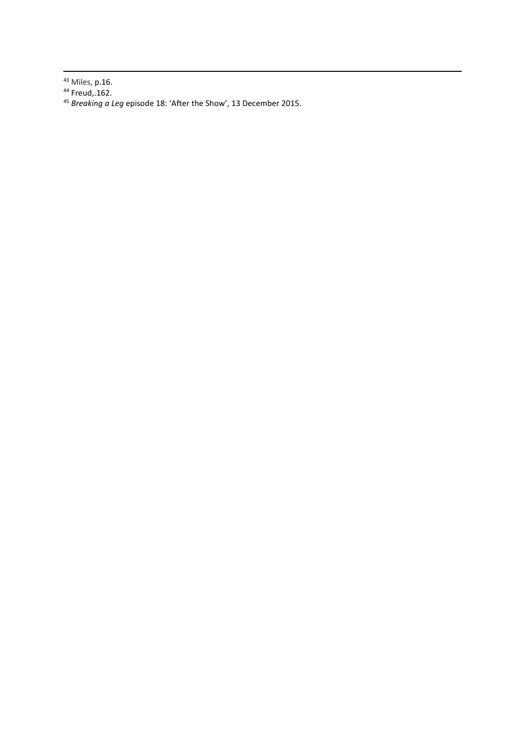[43] Miles, p.16.

[44] Freud,.162.

[45] *Breaking a Leg* episode 18: 'After the Show', 13 December 2015.